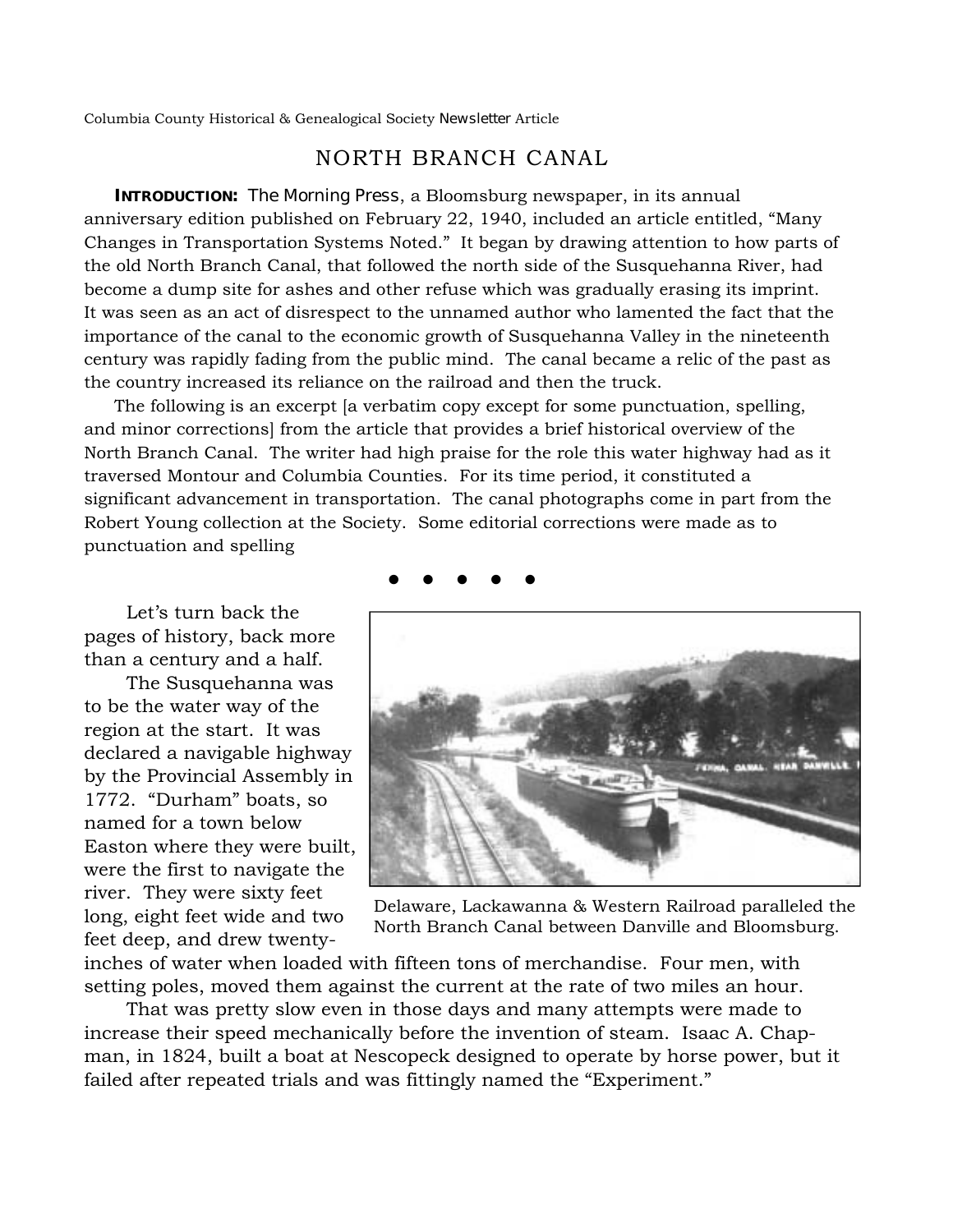Columbia County Historical & Genealogical Society *Newsletter* Article

# NORTH BRANCH CANAL

**INTRODUCTION:** *The Morning Press*, a Bloomsburg newspaper, in its annual anniversary edition published on February 22, 1940, included an article entitled, "Many Changes in Transportation Systems Noted." It began by drawing attention to how parts of the old North Branch Canal, that followed the north side of the Susquehanna River, had become a dump site for ashes and other refuse which was gradually erasing its imprint. It was seen as an act of disrespect to the unnamed author who lamented the fact that the importance of the canal to the economic growth of Susquehanna Valley in the nineteenth century was rapidly fading from the public mind. The canal became a relic of the past as the country increased its reliance on the railroad and then the truck.

The following is an excerpt [a verbatim copy except for some punctuation, spelling, and minor corrections] from the article that provides a brief historical overview of the North Branch Canal. The writer had high praise for the role this water highway had as it traversed Montour and Columbia Counties. For its time period, it constituted a significant advancement in transportation. The canal photographs come in part from the Robert Young collection at the Society. Some editorial corrections were made as to punctuation and spelling

● ● ● ● ●

Let's turn back the pages of history, back more than a century and a half.

The Susquehanna was to be the water way of the region at the start. It was declared a navigable highway by the Provincial Assembly in 1772. "Durham" boats, so named for a town below Easton where they were built, were the first to navigate the river. They were sixty feet long, eight feet wide and two feet deep, and drew twenty-inches of water when loaded with fifteen tons of merchandise. Four men, with setting poles, moved them against the current at the rate of two miles an hour.

Delaware, Lackawanna & Western Railroad paralleled the North Branch Canal between Danville and Bloomsburg.

That was pretty slow even in those days and many attempts were made to increase their speed mechanically before the invention of steam. Isaac A. Chapman, in 1824, built a boat at Nescopeck designed to operate by horse power, but it failed after repeated trials and was fittingly named the "Experiment."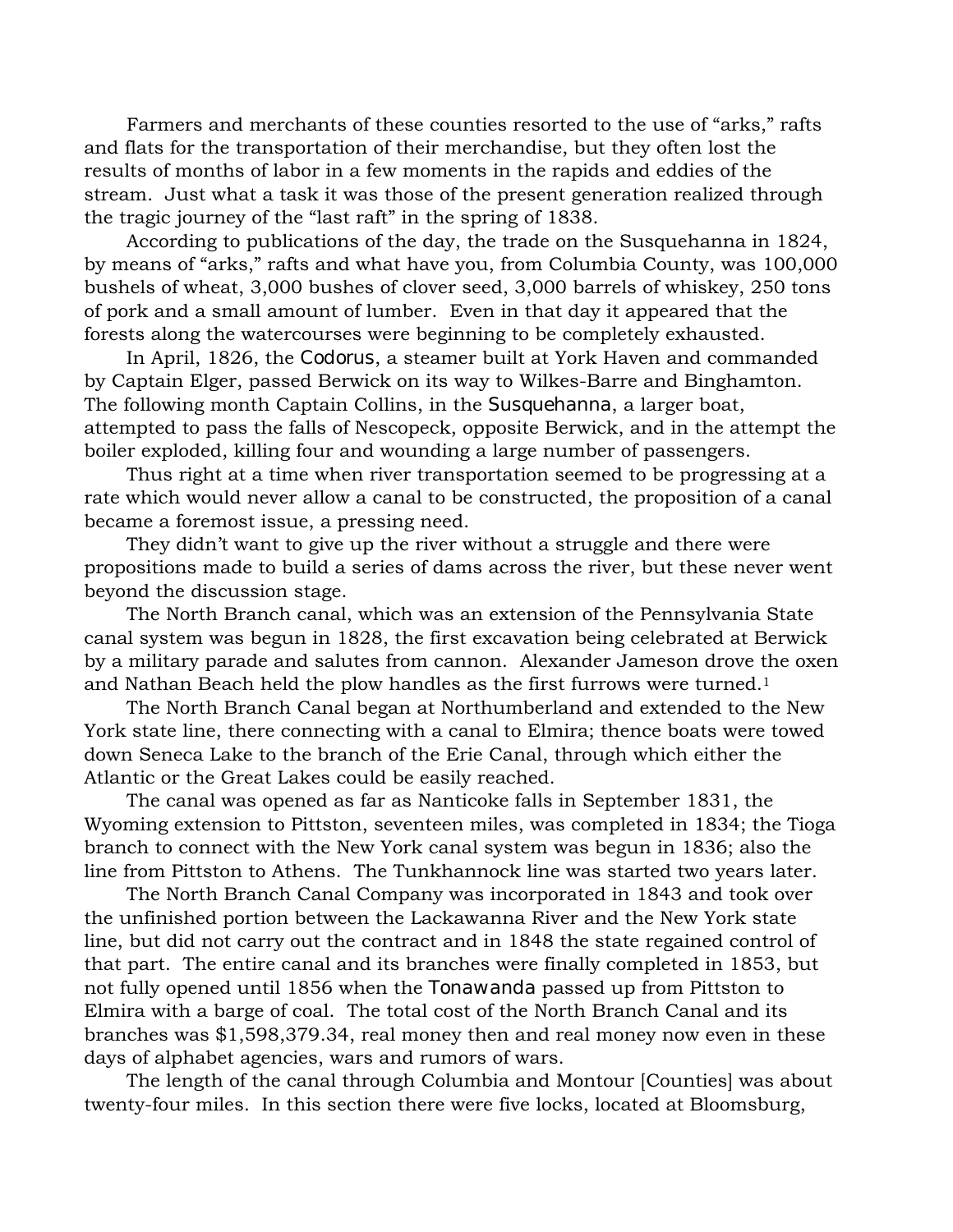Farmers and merchants of these counties resorted to the use of "arks," rafts and flats for the transportation of their merchandise, but they often lost the results of months of labor in a few moments in the rapids and eddies of the stream. Just what a task it was those of the present generation realized through the tragic journey of the "last raft" in the spring of 1838.

According to publications of the day, the trade on the Susquehanna in 1824, by means of "arks," rafts and what have you, from Columbia County, was 100,000 bushels of wheat, 3,000 bushes of clover seed, 3,000 barrels of whiskey, 250 tons of pork and a small amount of lumber. Even in that day it appeared that the forests along the watercourses were beginning to be completely exhausted.

In April, 1826, the *Codorus*, a steamer built at York Haven and commanded by Captain Elger, passed Berwick on its way to Wilkes-Barre and Binghamton. The following month Captain Collins, in the *Susquehanna*, a larger boat, attempted to pass the falls of Nescopeck, opposite Berwick, and in the attempt the boiler exploded, killing four and wounding a large number of passengers.

Thus right at a time when river transportation seemed to be progressing at a rate which would never allow a canal to be constructed, the proposition of a canal became a foremost issue, a pressing need.

They didn't want to give up the river without a struggle and there were propositions made to build a series of dams across the river, but these never went beyond the discussion stage.

The North Branch canal, which was an extension of the Pennsylvania State canal system was begun in 1828, the first excavation being celebrated at Berwick by a military parade and salutes from cannon. Alexander Jameson drove the oxen and Nathan Beach held the plow handles as the first furrows were turned.[1]

The North Branch Canal began at Northumberland and extended to the New York state line, there connecting with a canal to Elmira; thence boats were towed down Seneca Lake to the branch of the Erie Canal, through which either the Atlantic or the Great Lakes could be easily reached.

The canal was opened as far as Nanticoke falls in September 1831, the Wyoming extension to Pittston, seventeen miles, was completed in 1834; the Tioga branch to connect with the New York canal system was begun in 1836; also the line from Pittston to Athens. The Tunkhannock line was started two years later.

The North Branch Canal Company was incorporated in 1843 and took over the unfinished portion between the Lackawanna River and the New York state line, but did not carry out the contract and in 1848 the state regained control of that part. The entire canal and its branches were finally completed in 1853, but not fully opened until 1856 when the *Tonawanda* passed up from Pittston to Elmira with a barge of coal. The total cost of the North Branch Canal and its branches was $1,598,379.34, real money then and real money now even in these days of alphabet agencies, wars and rumors of wars.

The length of the canal through Columbia and Montour [Counties] was about twenty-four miles. In this section there were five locks, located at Bloomsburg,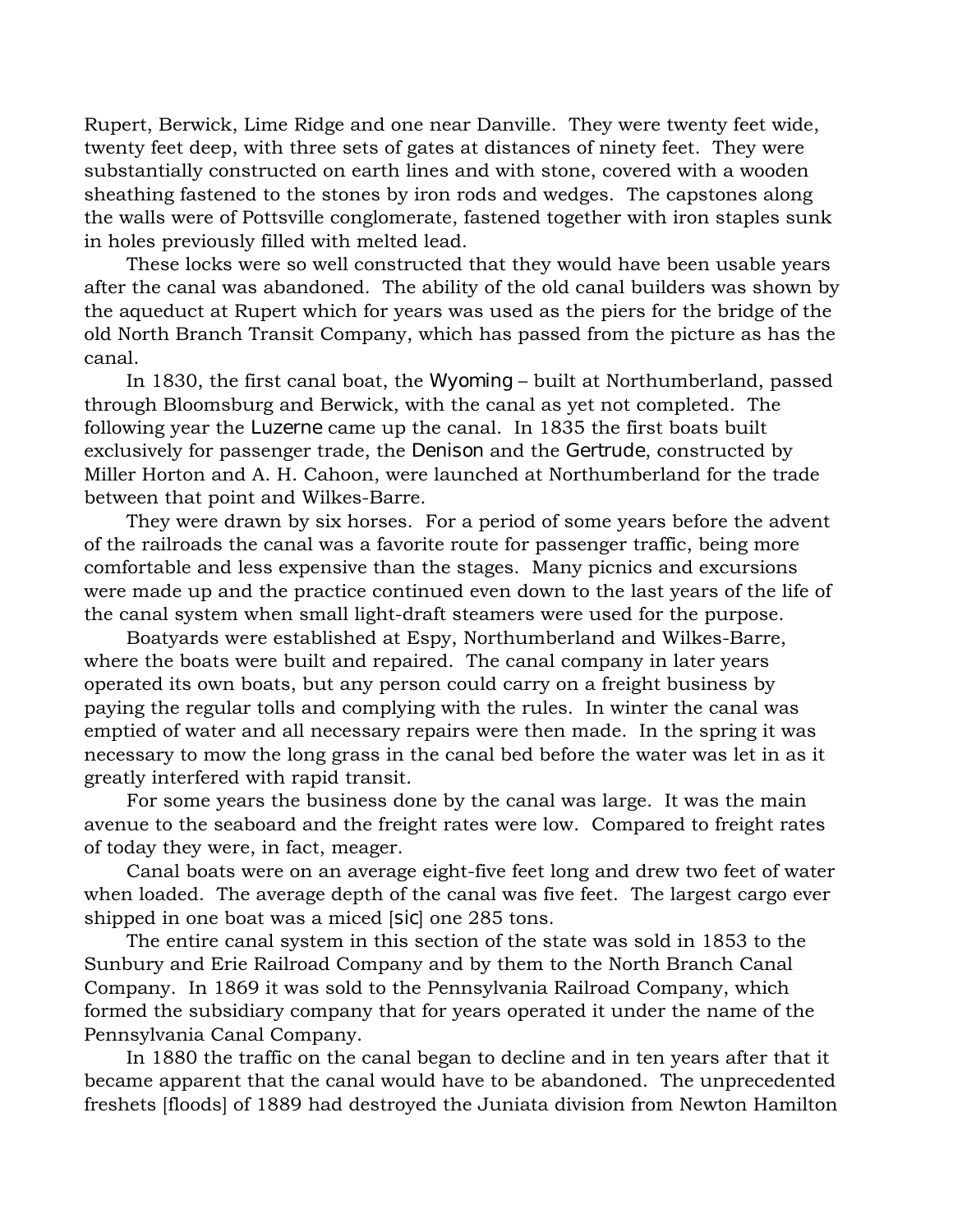Rupert, Berwick, Lime Ridge and one near Danville. They were twenty feet wide, twenty feet deep, with three sets of gates at distances of ninety feet. They were substantially constructed on earth lines and with stone, covered with a wooden sheathing fastened to the stones by iron rods and wedges. The capstones along the walls were of Pottsville conglomerate, fastened together with iron staples sunk in holes previously filled with melted lead.

These locks were so well constructed that they would have been usable years after the canal was abandoned. The ability of the old canal builders was shown by the aqueduct at Rupert which for years was used as the piers for the bridge of the old North Branch Transit Company, which has passed from the picture as has the canal.

In 1830, the first canal boat, the *Wyoming* – built at Northumberland, passed through Bloomsburg and Berwick, with the canal as yet not completed. The following year the *Luzerne* came up the canal. In 1835 the first boats built exclusively for passenger trade, the *Denison* and the *Gertrude*, constructed by Miller Horton and A. H. Cahoon, were launched at Northumberland for the trade between that point and Wilkes-Barre.

They were drawn by six horses. For a period of some years before the advent of the railroads the canal was a favorite route for passenger traffic, being more comfortable and less expensive than the stages. Many picnics and excursions were made up and the practice continued even down to the last years of the life of the canal system when small light-draft steamers were used for the purpose.

Boatyards were established at Espy, Northumberland and Wilkes-Barre, where the boats were built and repaired. The canal company in later years operated its own boats, but any person could carry on a freight business by paying the regular tolls and complying with the rules. In winter the canal was emptied of water and all necessary repairs were then made. In the spring it was necessary to mow the long grass in the canal bed before the water was let in as it greatly interfered with rapid transit.

For some years the business done by the canal was large. It was the main avenue to the seaboard and the freight rates were low. Compared to freight rates of today they were, in fact, meager.

Canal boats were on an average eight-five feet long and drew two feet of water when loaded. The average depth of the canal was five feet. The largest cargo ever shipped in one boat was a miced [*sic*] one 285 tons.

The entire canal system in this section of the state was sold in 1853 to the Sunbury and Erie Railroad Company and by them to the North Branch Canal Company. In 1869 it was sold to the Pennsylvania Railroad Company, which formed the subsidiary company that for years operated it under the name of the Pennsylvania Canal Company.

In 1880 the traffic on the canal began to decline and in ten years after that it became apparent that the canal would have to be abandoned. The unprecedented freshets [floods] of 1889 had destroyed the Juniata division from Newton Hamilton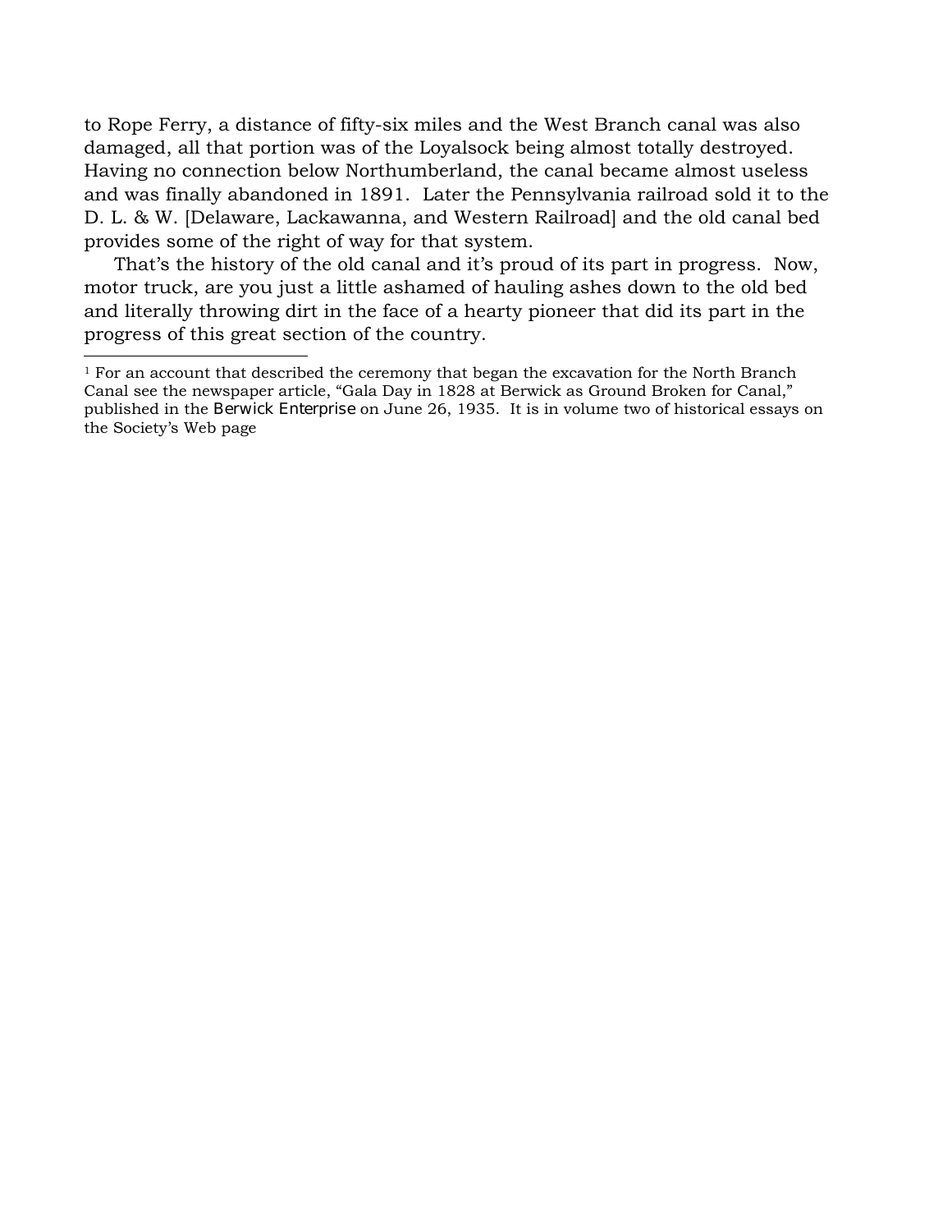to Rope Ferry, a distance of fifty-six miles and the West Branch canal was also damaged, all that portion was of the Loyalsock being almost totally destroyed. Having no connection below Northumberland, the canal became almost useless and was finally abandoned in 1891. Later the Pennsylvania railroad sold it to the D. L. & W. [Delaware, Lackawanna, and Western Railroad] and the old canal bed provides some of the right of way for that system.

That's the history of the old canal and it's proud of its part in progress. Now, motor truck, are you just a little ashamed of hauling ashes down to the old bed and literally throwing dirt in the face of a hearty pioneer that did its part in the progress of this great section of the country.

---

[1] For an account that described the ceremony that began the excavation for the North Branch Canal see the newspaper article, "Gala Day in 1828 at Berwick as Ground Broken for Canal," published in the *Berwick Enterprise* on June 26, 1935. It is in volume two of historical essays on the Society's Web page